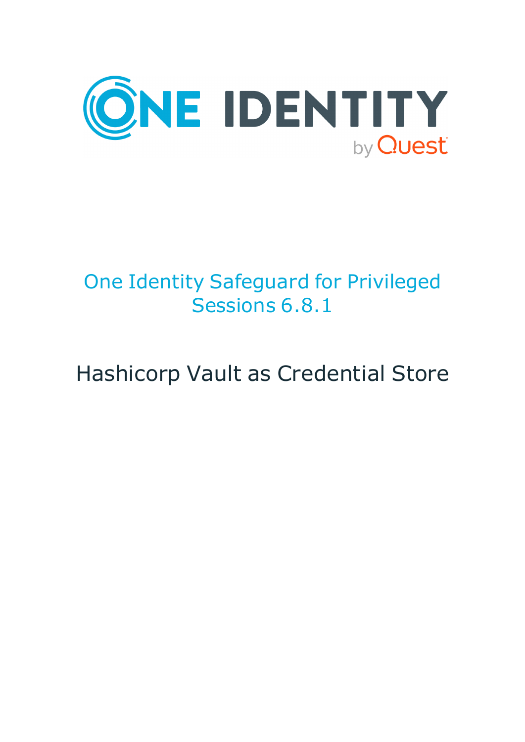# One Identity Safeguard for Privileged Sessions 6.8.1

## Hashicorp Vault as Credential Store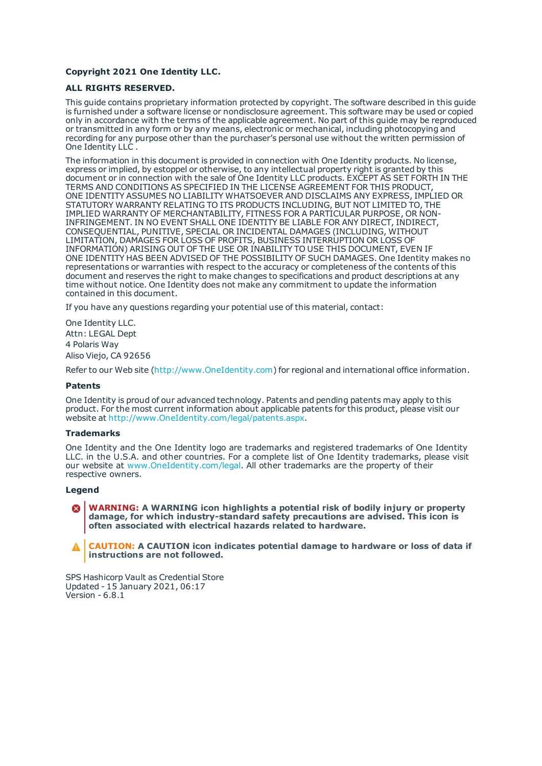**Copyright 2021 One Identity LLC.**

**ALL RIGHTS RESERVED.**

This guide contains proprietary information protected by copyright. The software described in this guide is furnished under a software license or nondisclosure agreement. This software may be used or copied only in accordance with the terms of the applicable agreement. No part of this guide may be reproduced or transmitted in any form or by any means, electronic or mechanical, including photocopying and recording for any purpose other than the purchaser's personal use without the written permission of One Identity LLC .

The information in this document is provided in connection with One Identity products. No license, express or implied, by estoppel or otherwise, to any intellectual property right is granted by this document or in connection with the sale of One Identity LLC products. EXCEPT AS SET FORTH IN THE TERMS AND CONDITIONS AS SPECIFIED IN THE LICENSE AGREEMENT FOR THIS PRODUCT, ONE IDENTITY ASSUMES NO LIABILITY WHATSOEVER AND DISCLAIMS ANY EXPRESS, IMPLIED OR STATUTORY WARRANTY RELATING TO ITS PRODUCTS INCLUDING, BUT NOT LIMITED TO, THE IMPLIED WARRANTY OF MERCHANTABILITY, FITNESS FOR A PARTICULAR PURPOSE, OR NON-INFRINGEMENT. IN NO EVENT SHALL ONE IDENTITY BE LIABLE FOR ANY DIRECT, INDIRECT, CONSEQUENTIAL, PUNITIVE, SPECIAL OR INCIDENTAL DAMAGES (INCLUDING, WITHOUT LIMITATION, DAMAGES FOR LOSS OF PROFITS, BUSINESS INTERRUPTION OR LOSS OF INFORMATION) ARISING OUT OF THE USE OR INABILITY TO USE THIS DOCUMENT, EVEN IF ONE IDENTITY HAS BEEN ADVISED OF THE POSSIBILITY OF SUCH DAMAGES. One Identity makes no representations or warranties with respect to the accuracy or completeness of the contents of this document and reserves the right to make changes to specifications and product descriptions at any time without notice. One Identity does not make any commitment to update the information contained in this document.

If you have any questions regarding your potential use of this material, contact:

One Identity LLC.
Attn: LEGAL Dept
4 Polaris Way
Aliso Viejo, CA 92656

Refer to our Web site (http://www.OneIdentity.com) for regional and international office information.

**Patents**

One Identity is proud of our advanced technology. Patents and pending patents may apply to this product. For the most current information about applicable patents for this product, please visit our website at http://www.OneIdentity.com/legal/patents.aspx.

**Trademarks**

One Identity and the One Identity logo are trademarks and registered trademarks of One Identity LLC. in the U.S.A. and other countries. For a complete list of One Identity trademarks, please visit our website at www.OneIdentity.com/legal. All other trademarks are the property of their respective owners.

**Legend**

**WARNING: A WARNING icon highlights a potential risk of bodily injury or property damage, for which industry-standard safety precautions are advised. This icon is often associated with electrical hazards related to hardware.**

**CAUTION: A CAUTION icon indicates potential damage to hardware or loss of data if instructions are not followed.**

SPS Hashicorp Vault as Credential Store
Updated - 15 January 2021, 06:17
Version - 6.8.1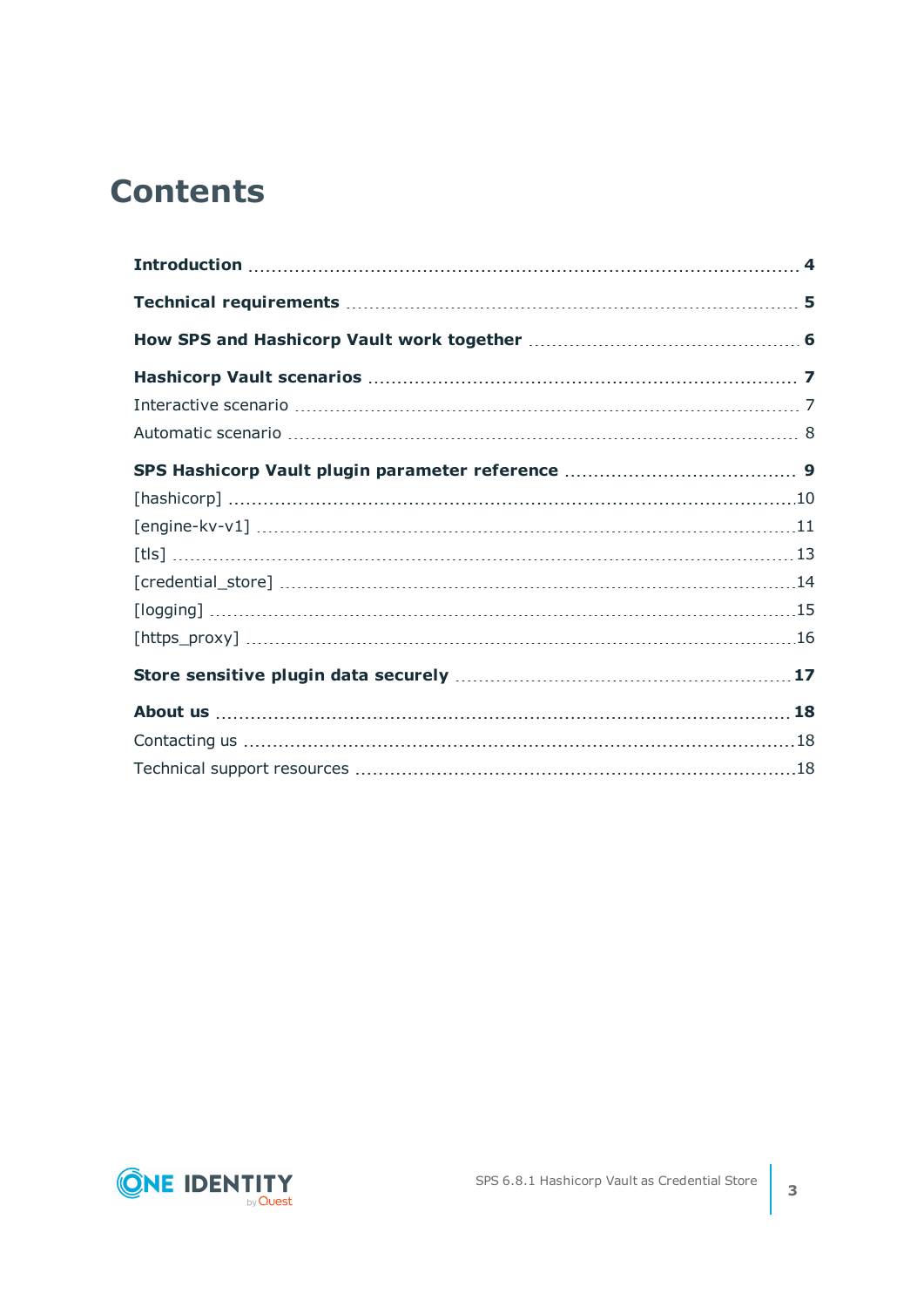# Contents

**Introduction** ... **4**

**Technical requirements** ... **5**

**How SPS and Hashicorp Vault work together** ... **6**

**Hashicorp Vault scenarios** ... **7**

Interactive scenario ... 7

Automatic scenario ... 8

**SPS Hashicorp Vault plugin parameter reference** ... **9**

[hashicorp] ... 10

[engine-kv-v1] ... 11

[tls] ... 13

[credential_store] ... 14

[logging] ... 15

[https_proxy] ... 16

**Store sensitive plugin data securely** ... **17**

**About us** ... **18**

Contacting us ... 18

Technical support resources ... 18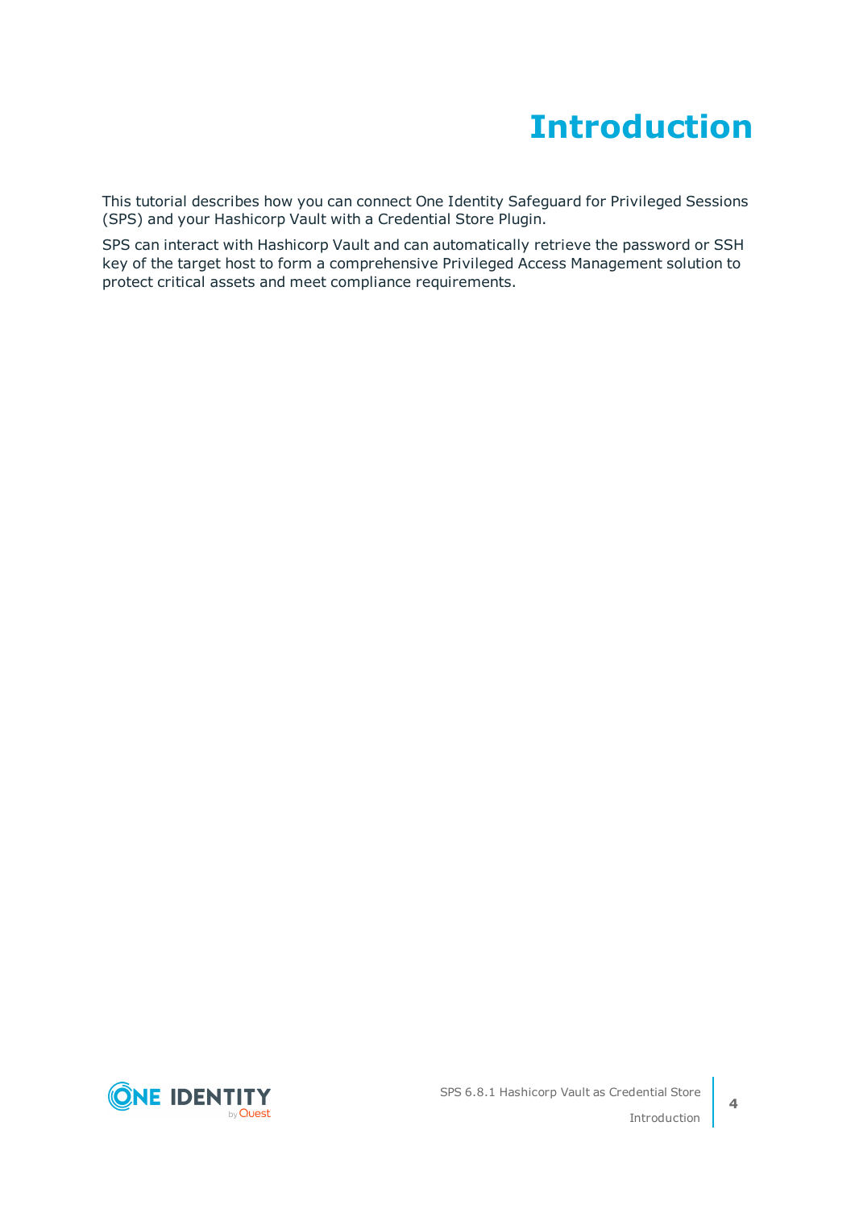# Introduction

This tutorial describes how you can connect One Identity Safeguard for Privileged Sessions (SPS) and your Hashicorp Vault with a Credential Store Plugin.

SPS can interact with Hashicorp Vault and can automatically retrieve the password or SSH key of the target host to form a comprehensive Privileged Access Management solution to protect critical assets and meet compliance requirements.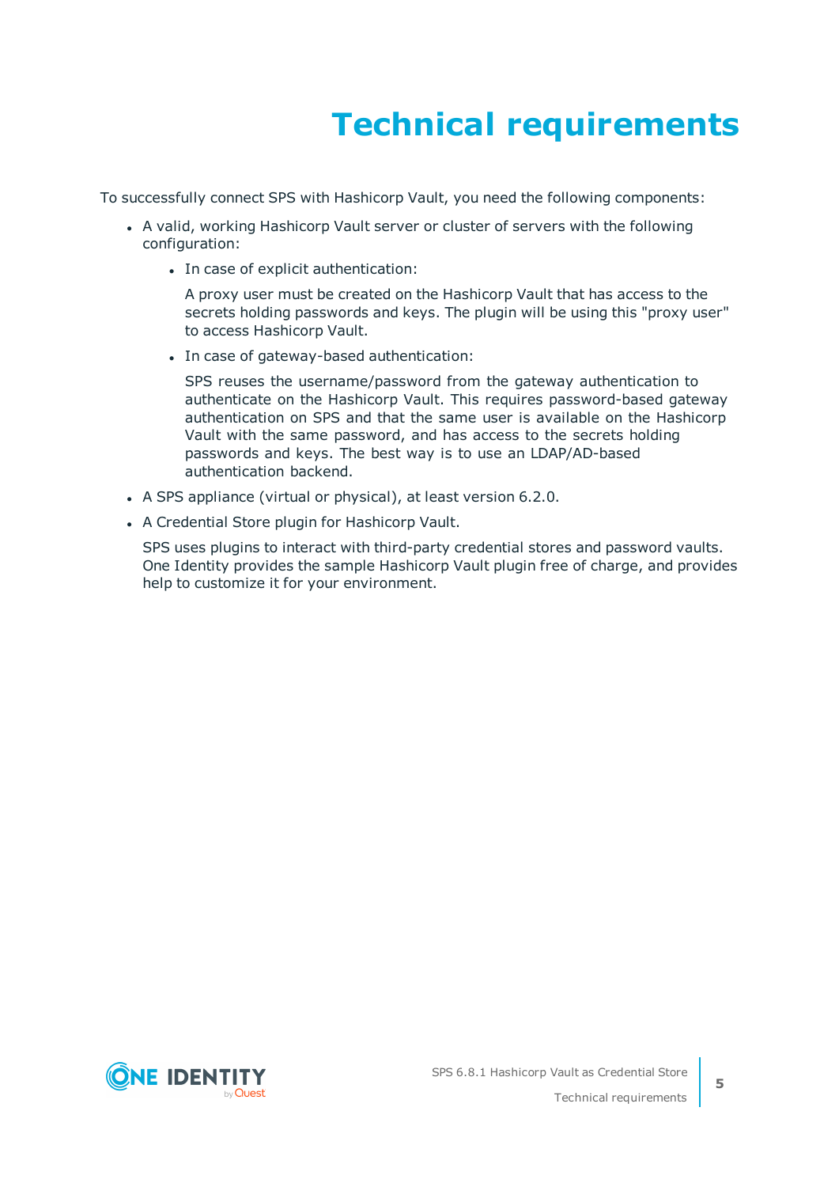# Technical requirements

To successfully connect SPS with Hashicorp Vault, you need the following components:

- A valid, working Hashicorp Vault server or cluster of servers with the following configuration:
  - In case of explicit authentication:

    A proxy user must be created on the Hashicorp Vault that has access to the secrets holding passwords and keys. The plugin will be using this "proxy user" to access Hashicorp Vault.

  - In case of gateway-based authentication:

    SPS reuses the username/password from the gateway authentication to authenticate on the Hashicorp Vault. This requires password-based gateway authentication on SPS and that the same user is available on the Hashicorp Vault with the same password, and has access to the secrets holding passwords and keys. The best way is to use an LDAP/AD-based authentication backend.

- A SPS appliance (virtual or physical), at least version 6.2.0.
- A Credential Store plugin for Hashicorp Vault.

  SPS uses plugins to interact with third-party credential stores and password vaults. One Identity provides the sample Hashicorp Vault plugin free of charge, and provides help to customize it for your environment.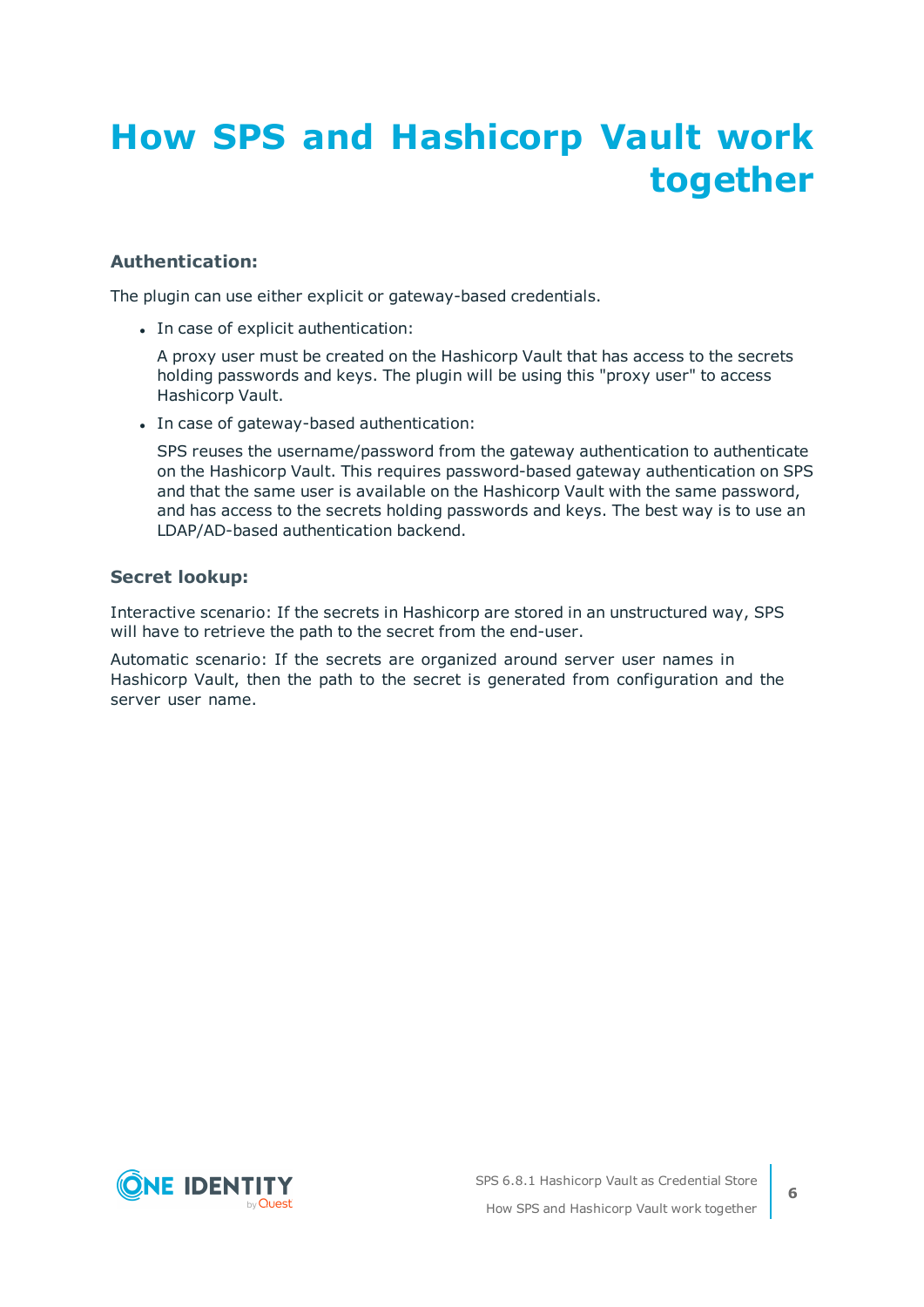# How SPS and Hashicorp Vault work together

### Authentication:

The plugin can use either explicit or gateway-based credentials.

- In case of explicit authentication:

  A proxy user must be created on the Hashicorp Vault that has access to the secrets holding passwords and keys. The plugin will be using this "proxy user" to access Hashicorp Vault.

- In case of gateway-based authentication:

  SPS reuses the username/password from the gateway authentication to authenticate on the Hashicorp Vault. This requires password-based gateway authentication on SPS and that the same user is available on the Hashicorp Vault with the same password, and has access to the secrets holding passwords and keys. The best way is to use an LDAP/AD-based authentication backend.

### Secret lookup:

Interactive scenario: If the secrets in Hashicorp are stored in an unstructured way, SPS will have to retrieve the path to the secret from the end-user.

Automatic scenario: If the secrets are organized around server user names in Hashicorp Vault, then the path to the secret is generated from configuration and the server user name.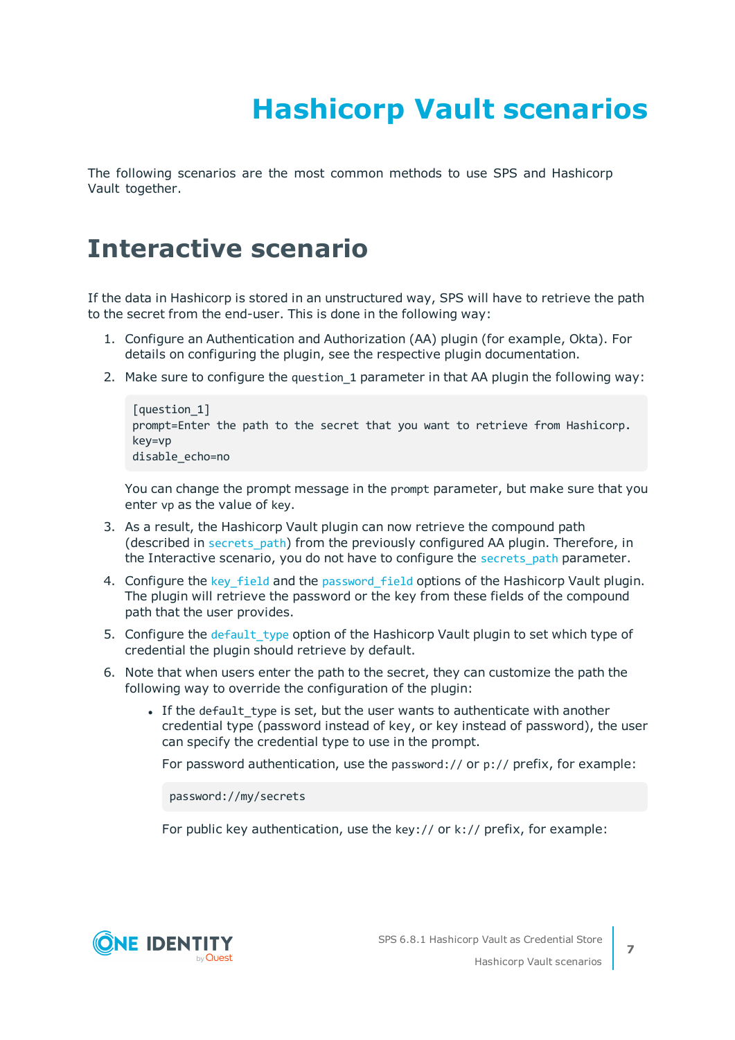# Hashicorp Vault scenarios

The following scenarios are the most common methods to use SPS and Hashicorp Vault together.

## Interactive scenario

If the data in Hashicorp is stored in an unstructured way, SPS will have to retrieve the path to the secret from the end-user. This is done in the following way:

1. Configure an Authentication and Authorization (AA) plugin (for example, Okta). For details on configuring the plugin, see the respective plugin documentation.
2. Make sure to configure the `question_1` parameter in that AA plugin the following way:

   ```
   [question_1]
   prompt=Enter the path to the secret that you want to retrieve from Hashicorp.
   key=vp
   disable_echo=no
   ```

   You can change the prompt message in the `prompt` parameter, but make sure that you enter `vp` as the value of `key`.
3. As a result, the Hashicorp Vault plugin can now retrieve the compound path (described in `secrets_path`) from the previously configured AA plugin. Therefore, in the Interactive scenario, you do not have to configure the `secrets_path` parameter.
4. Configure the `key_field` and the `password_field` options of the Hashicorp Vault plugin. The plugin will retrieve the password or the key from these fields of the compound path that the user provides.
5. Configure the `default_type` option of the Hashicorp Vault plugin to set which type of credential the plugin should retrieve by default.
6. Note that when users enter the path to the secret, they can customize the path the following way to override the configuration of the plugin:
   - If the `default_type` is set, but the user wants to authenticate with another credential type (password instead of key, or key instead of password), the user can specify the credential type to use in the prompt.

     For password authentication, use the `password://` or `p://` prefix, for example:

     ```
     password://my/secrets
     ```

     For public key authentication, use the `key://` or `k://` prefix, for example: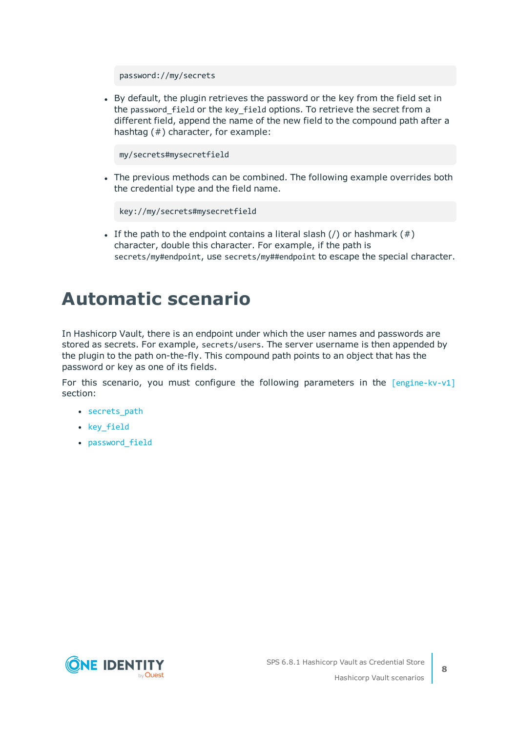```
password://my/secrets
```

- By default, the plugin retrieves the password or the key from the field set in the `password_field` or the `key_field` options. To retrieve the secret from a different field, append the name of the new field to the compound path after a hashtag (#) character, for example:

  ```
  my/secrets#mysecretfield
  ```

- The previous methods can be combined. The following example overrides both the credential type and the field name.

  ```
  key://my/secrets#mysecretfield
  ```

- If the path to the endpoint contains a literal slash (/) or hashmark (#) character, double this character. For example, if the path is `secrets/my#endpoint`, use `secrets/my##endpoint` to escape the special character.

# Automatic scenario

In Hashicorp Vault, there is an endpoint under which the user names and passwords are stored as secrets. For example, `secrets/users`. The server username is then appended by the plugin to the path on-the-fly. This compound path points to an object that has the password or key as one of its fields.

For this scenario, you must configure the following parameters in the `[engine-kv-v1]` section:

- `secrets_path`
- `key_field`
- `password_field`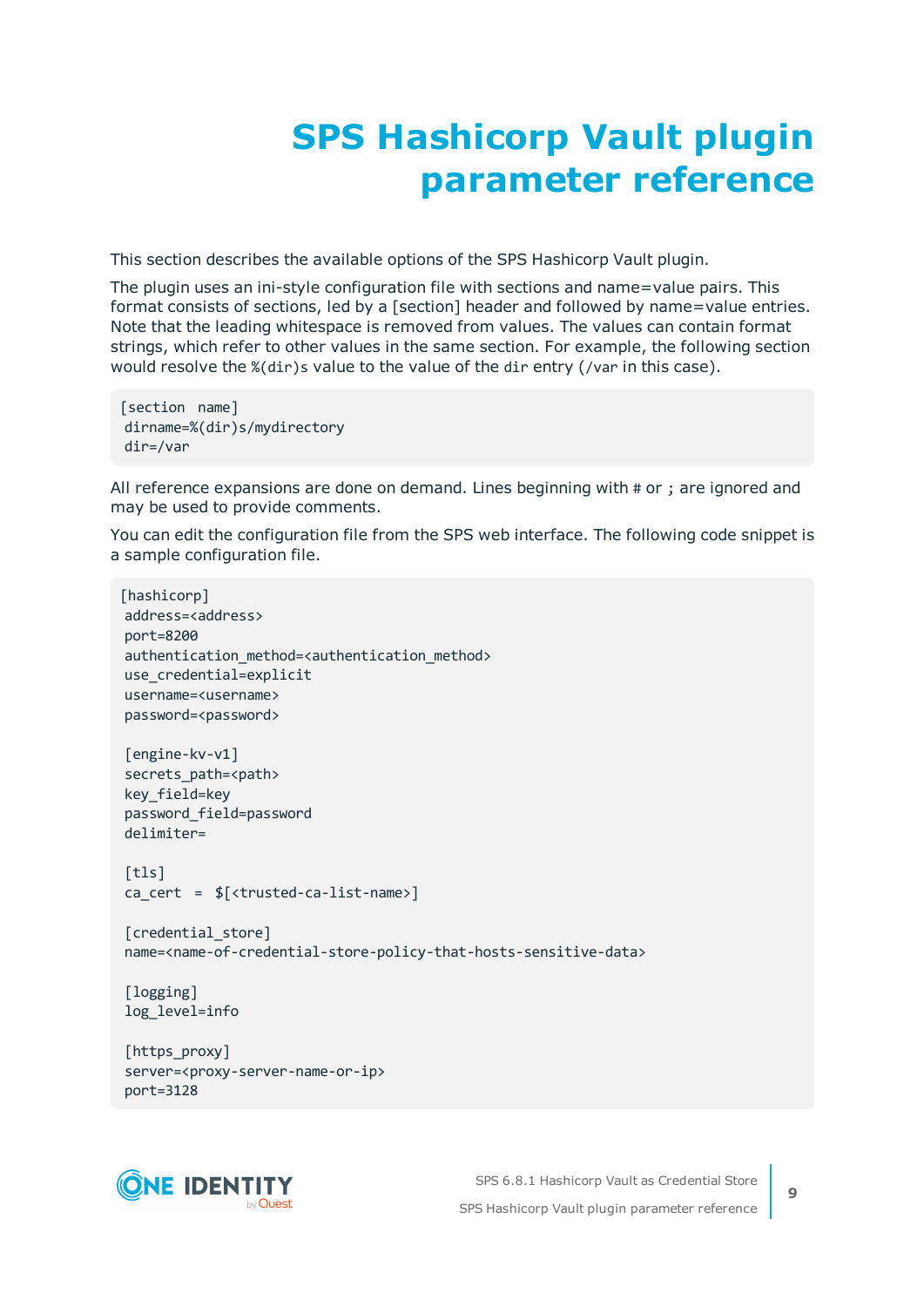# SPS Hashicorp Vault plugin parameter reference

This section describes the available options of the SPS Hashicorp Vault plugin.

The plugin uses an ini-style configuration file with sections and name=value pairs. This format consists of sections, led by a [section] header and followed by name=value entries. Note that the leading whitespace is removed from values. The values can contain format strings, which refer to other values in the same section. For example, the following section would resolve the `%(dir)s` value to the value of the `dir` entry (`/var` in this case).

```
[section  name]
 dirname=%(dir)s/mydirectory
 dir=/var
```

All reference expansions are done on demand. Lines beginning with `#` or `;` are ignored and may be used to provide comments.

You can edit the configuration file from the SPS web interface. The following code snippet is a sample configuration file.

```
[hashicorp]
 address=<address>
 port=8200
 authentication_method=<authentication_method>
 use_credential=explicit
 username=<username>
 password=<password>

 [engine-kv-v1]
 secrets_path=<path>
 key_field=key
 password_field=password
 delimiter=

 [tls]
 ca_cert  =  $[<trusted-ca-list-name>]

 [credential_store]
 name=<name-of-credential-store-policy-that-hosts-sensitive-data>

 [logging]
 log_level=info

 [https_proxy]
 server=<proxy-server-name-or-ip>
 port=3128
```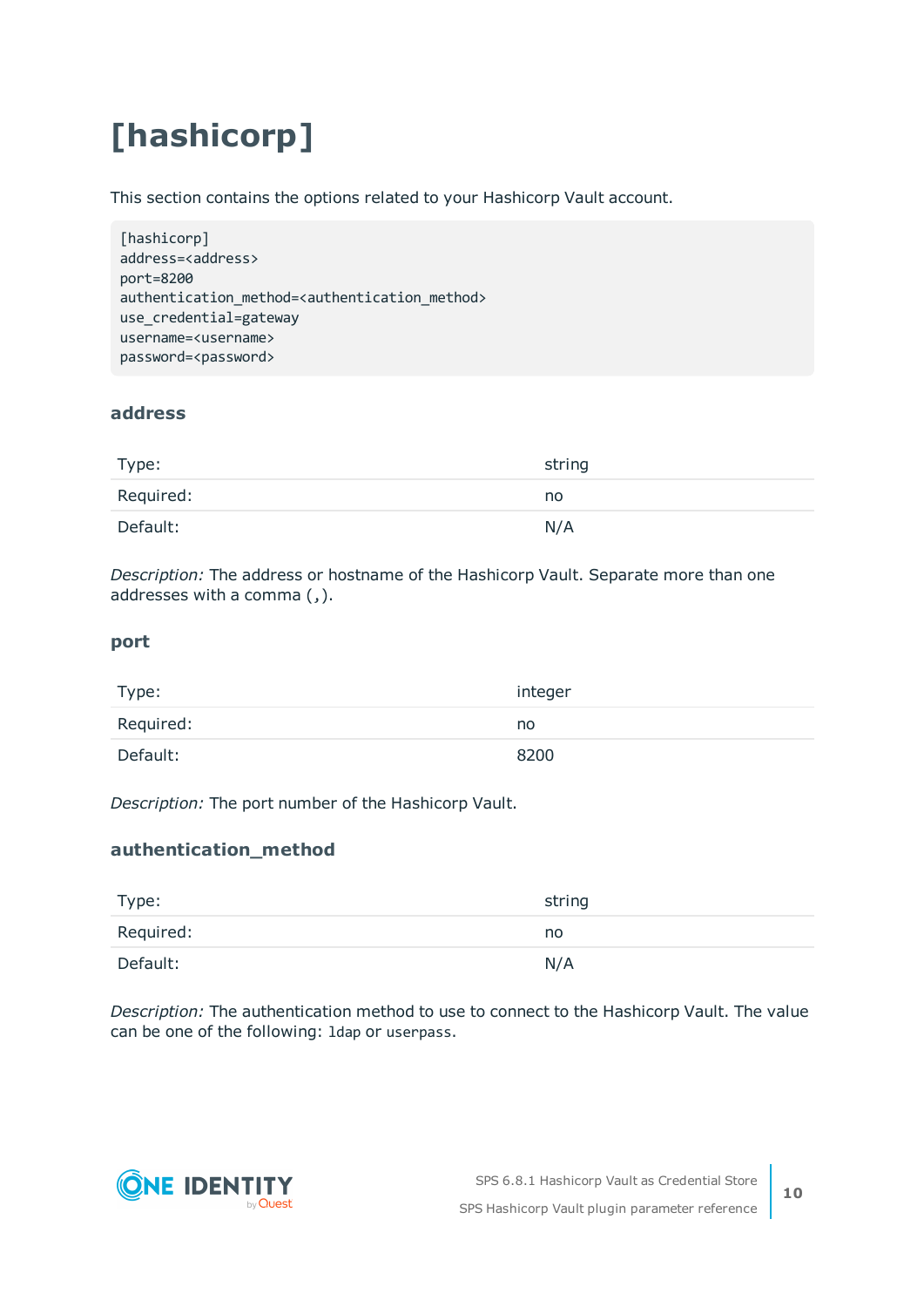# [hashicorp]

This section contains the options related to your Hashicorp Vault account.

```
[hashicorp]
address=<address>
port=8200
authentication_method=<authentication_method>
use_credential=gateway
username=<username>
password=<password>
```

### address

| | |
|---|---|
| Type: | string |
| Required: | no |
| Default: | N/A |

*Description:* The address or hostname of the Hashicorp Vault. Separate more than one addresses with a comma (,).

### port

| | |
|---|---|
| Type: | integer |
| Required: | no |
| Default: | 8200 |

*Description:* The port number of the Hashicorp Vault.

### authentication_method

| | |
|---|---|
| Type: | string |
| Required: | no |
| Default: | N/A |

*Description:* The authentication method to use to connect to the Hashicorp Vault. The value can be one of the following: `ldap` or `userpass`.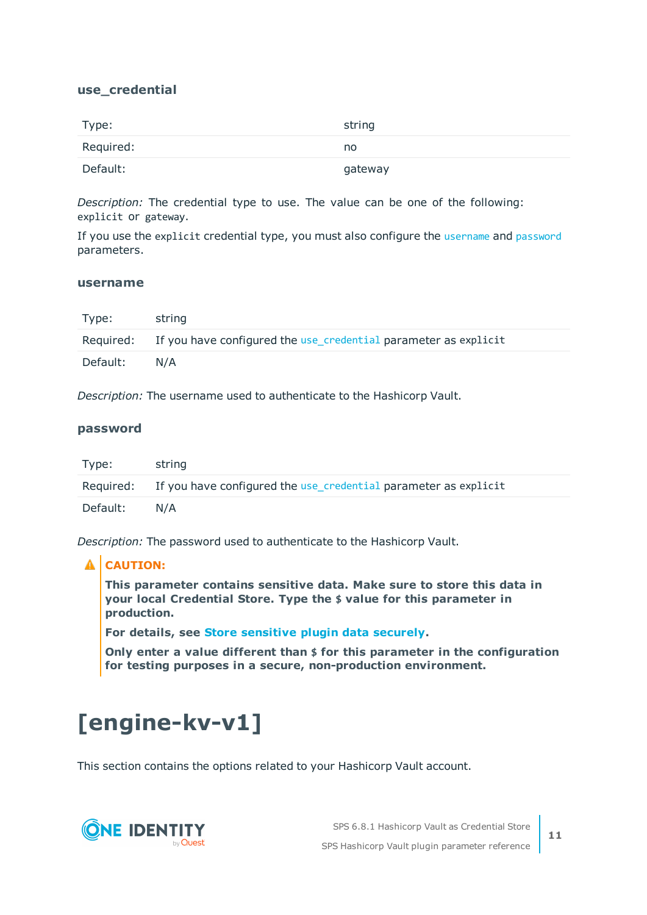### use_credential

| Type: | string |
| --- | --- |
| Required: | no |
| Default: | gateway |

*Description:* The credential type to use. The value can be one of the following: `explicit` or `gateway`.

If you use the `explicit` credential type, you must also configure the `username` and `password` parameters.

### username

| Type: | string |
| --- | --- |
| Required: | If you have configured the `use_credential` parameter as `explicit` |
| Default: | N/A |

*Description:* The username used to authenticate to the Hashicorp Vault.

### password

| Type: | string |
| --- | --- |
| Required: | If you have configured the `use_credential` parameter as `explicit` |
| Default: | N/A |

*Description:* The password used to authenticate to the Hashicorp Vault.

> **CAUTION:**
>
> **This parameter contains sensitive data. Make sure to store this data in your local Credential Store. Type the `$` value for this parameter in production.**
>
> **For details, see Store sensitive plugin data securely.**
>
> **Only enter a value different than `$` for this parameter in the configuration for testing purposes in a secure, non-production environment.**

# [engine-kv-v1]

This section contains the options related to your Hashicorp Vault account.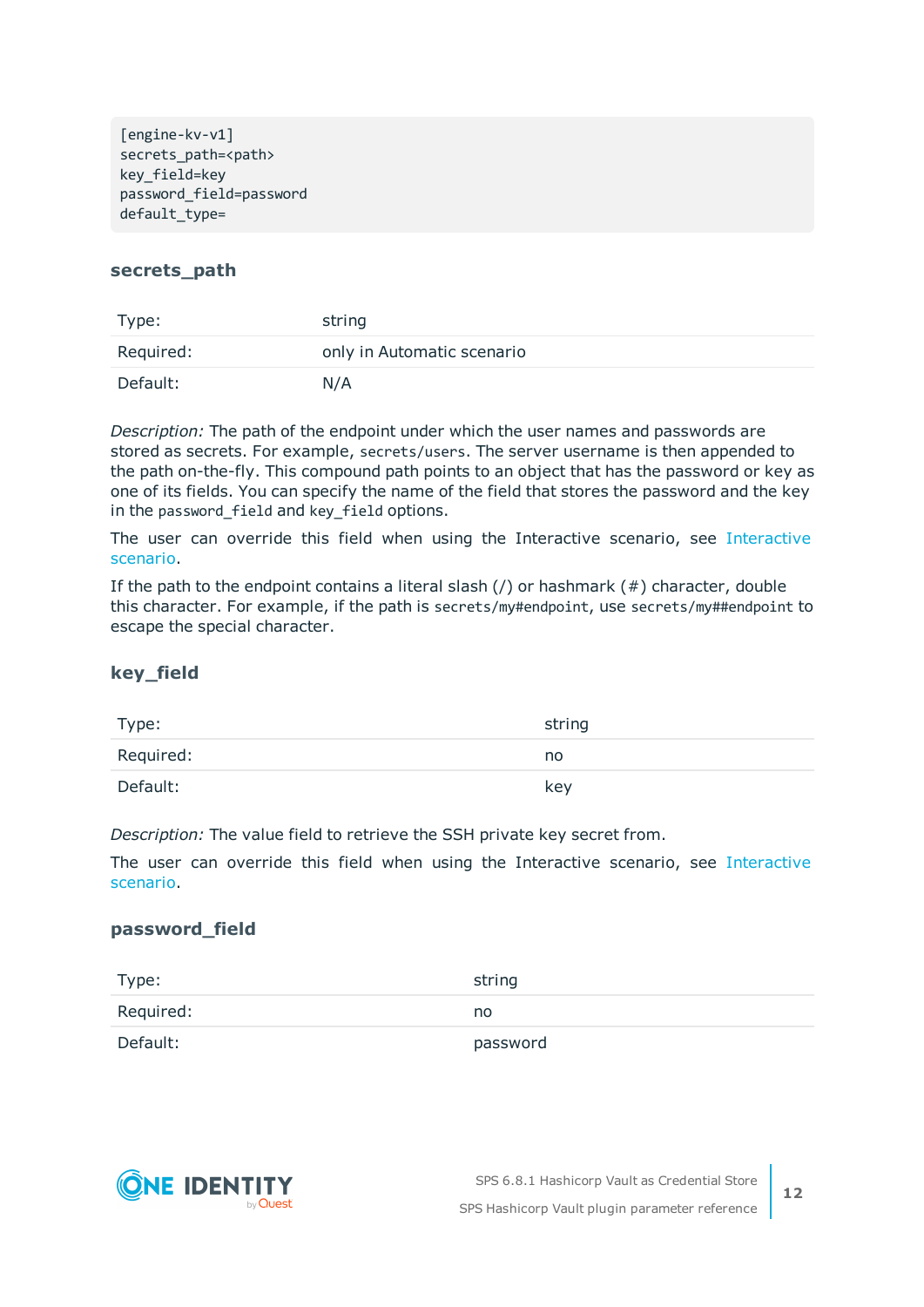```
[engine-kv-v1]
secrets_path=<path>
key_field=key
password_field=password
default_type=
```

### secrets_path

| Type: | string |
|---|---|
| Required: | only in Automatic scenario |
| Default: | N/A |

*Description:* The path of the endpoint under which the user names and passwords are stored as secrets. For example, `secrets/users`. The server username is then appended to the path on-the-fly. This compound path points to an object that has the password or key as one of its fields. You can specify the name of the field that stores the password and the key in the `password_field` and `key_field` options.

The user can override this field when using the Interactive scenario, see Interactive scenario.

If the path to the endpoint contains a literal slash (/) or hashmark (#) character, double this character. For example, if the path is `secrets/my#endpoint`, use `secrets/my##endpoint` to escape the special character.

### key_field

| Type: | string |
|---|---|
| Required: | no |
| Default: | key |

*Description:* The value field to retrieve the SSH private key secret from.

The user can override this field when using the Interactive scenario, see Interactive scenario.

### password_field

| Type: | string |
|---|---|
| Required: | no |
| Default: | password |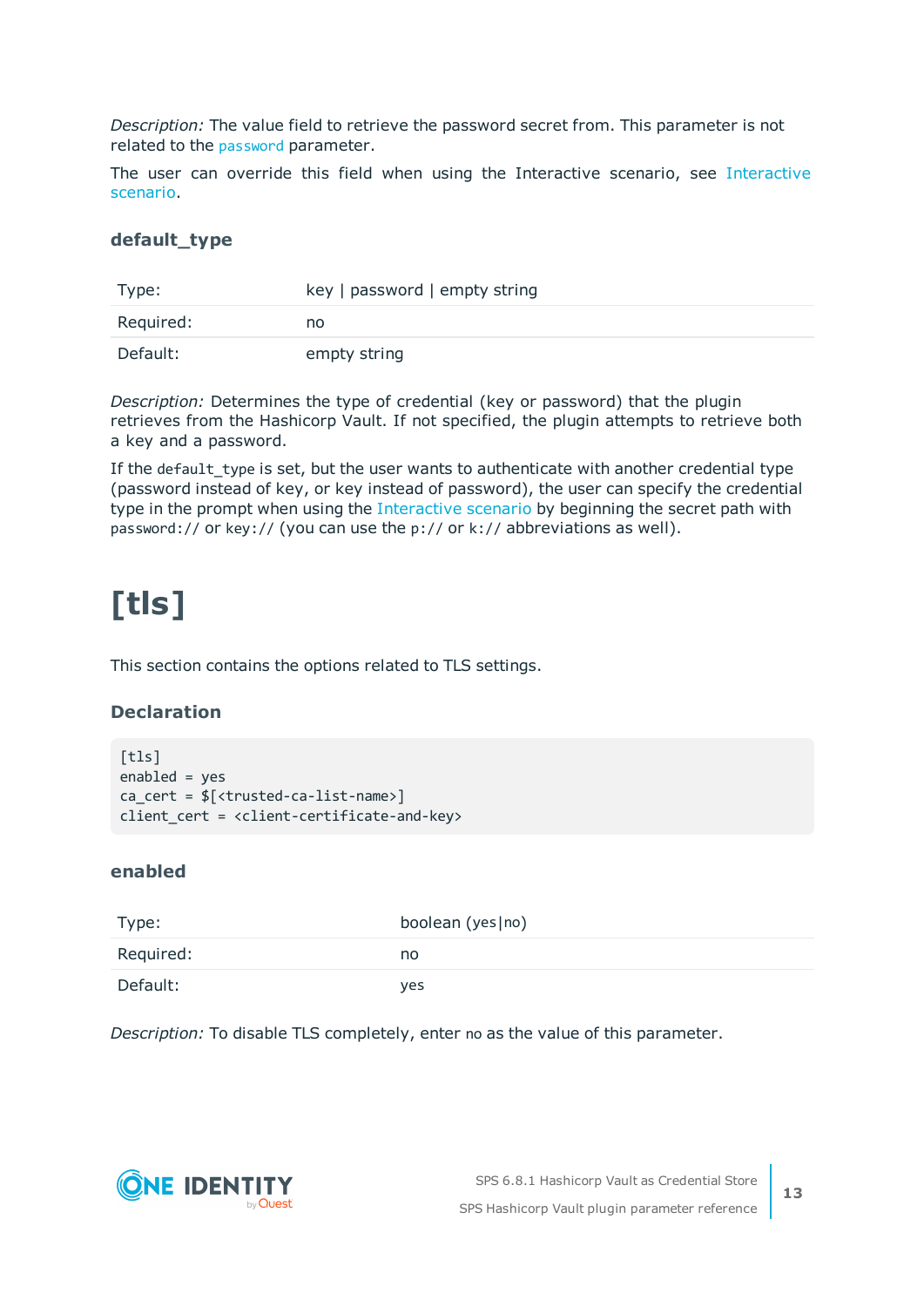*Description:* The value field to retrieve the password secret from. This parameter is not related to the `password` parameter.

The user can override this field when using the Interactive scenario, see Interactive scenario.

### default_type

| Type: | key \| password \| empty string |
| --- | --- |
| Required: | no |
| Default: | empty string |

*Description:* Determines the type of credential (key or password) that the plugin retrieves from the Hashicorp Vault. If not specified, the plugin attempts to retrieve both a key and a password.

If the `default_type` is set, but the user wants to authenticate with another credential type (password instead of key, or key instead of password), the user can specify the credential type in the prompt when using the Interactive scenario by beginning the secret path with `password://` or `key://` (you can use the `p://` or `k://` abbreviations as well).

# [tls]

This section contains the options related to TLS settings.

### Declaration

```
[tls]
enabled = yes
ca_cert = $[<trusted-ca-list-name>]
client_cert = <client-certificate-and-key>
```

### enabled

| Type: | boolean (yes\|no) |
| --- | --- |
| Required: | no |
| Default: | yes |

*Description:* To disable TLS completely, enter `no` as the value of this parameter.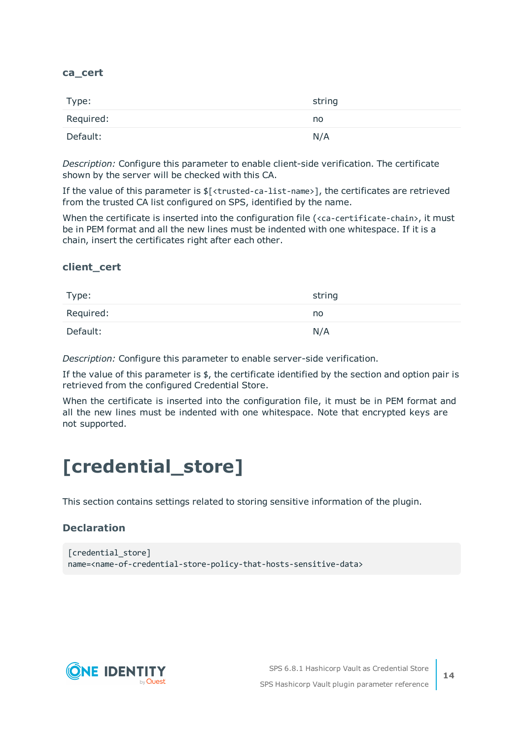### ca_cert

| Type: | string |
|---|---|
| Required: | no |
| Default: | N/A |

*Description:* Configure this parameter to enable client-side verification. The certificate shown by the server will be checked with this CA.

If the value of this parameter is `$[<trusted-ca-list-name>]`, the certificates are retrieved from the trusted CA list configured on SPS, identified by the name.

When the certificate is inserted into the configuration file (`<ca-certificate-chain>`, it must be in PEM format and all the new lines must be indented with one whitespace. If it is a chain, insert the certificates right after each other.

### client_cert

| Type: | string |
|---|---|
| Required: | no |
| Default: | N/A |

*Description:* Configure this parameter to enable server-side verification.

If the value of this parameter is `$`, the certificate identified by the section and option pair is retrieved from the configured Credential Store.

When the certificate is inserted into the configuration file, it must be in PEM format and all the new lines must be indented with one whitespace. Note that encrypted keys are not supported.

# [credential_store]

This section contains settings related to storing sensitive information of the plugin.

### Declaration

```
[credential_store]
name=<name-of-credential-store-policy-that-hosts-sensitive-data>
```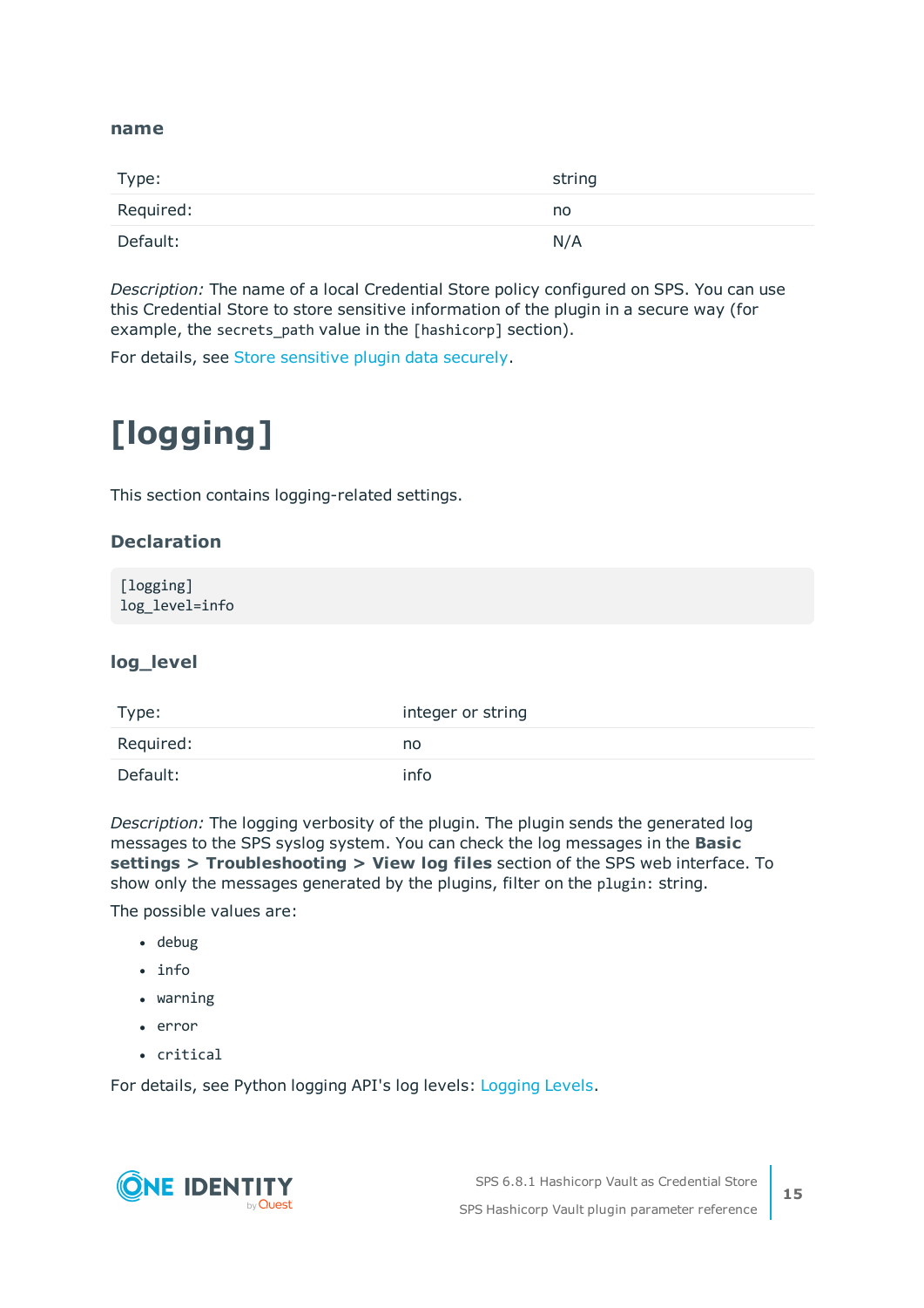### name

| Type: | string |
| --- | --- |
| Required: | no |
| Default: | N/A |

*Description:* The name of a local Credential Store policy configured on SPS. You can use this Credential Store to store sensitive information of the plugin in a secure way (for example, the `secrets_path` value in the `[hashicorp]` section).

For details, see Store sensitive plugin data securely.

# [logging]

This section contains logging-related settings.

### Declaration

```
[logging]
log_level=info
```

### log_level

| Type: | integer or string |
| --- | --- |
| Required: | no |
| Default: | info |

*Description:* The logging verbosity of the plugin. The plugin sends the generated log messages to the SPS syslog system. You can check the log messages in the **Basic settings > Troubleshooting > View log files** section of the SPS web interface. To show only the messages generated by the plugins, filter on the `plugin:` string.

The possible values are:

- `debug`
- `info`
- `warning`
- `error`
- `critical`

For details, see Python logging API's log levels: Logging Levels.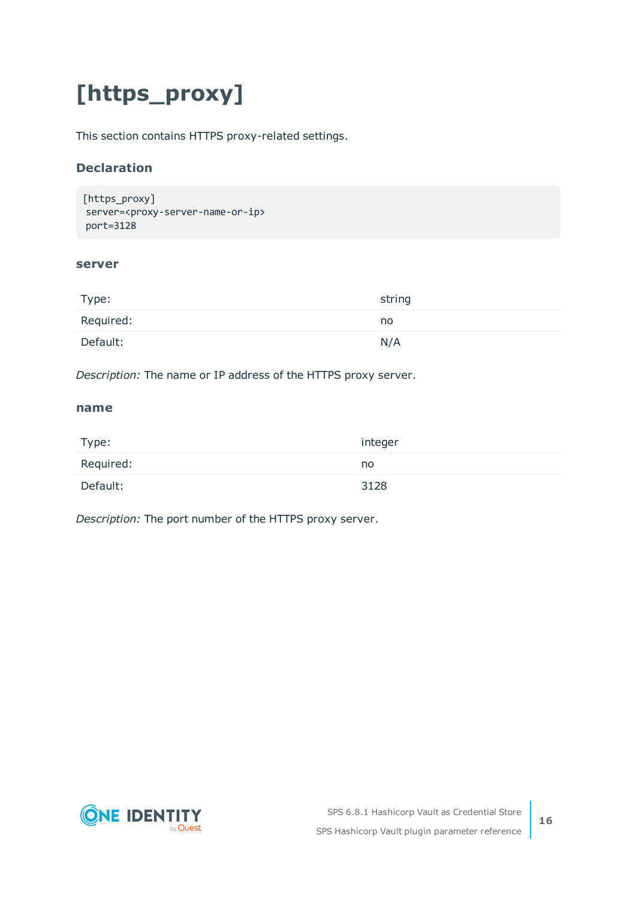# [https_proxy]

This section contains HTTPS proxy-related settings.

### Declaration

```
[https_proxy]
 server=<proxy-server-name-or-ip>
 port=3128
```

#### server

| | |
|---|---|
| Type: | string |
| Required: | no |
| Default: | N/A |

*Description:* The name or IP address of the HTTPS proxy server.

#### name

| | |
|---|---|
| Type: | integer |
| Required: | no |
| Default: | 3128 |

*Description:* The port number of the HTTPS proxy server.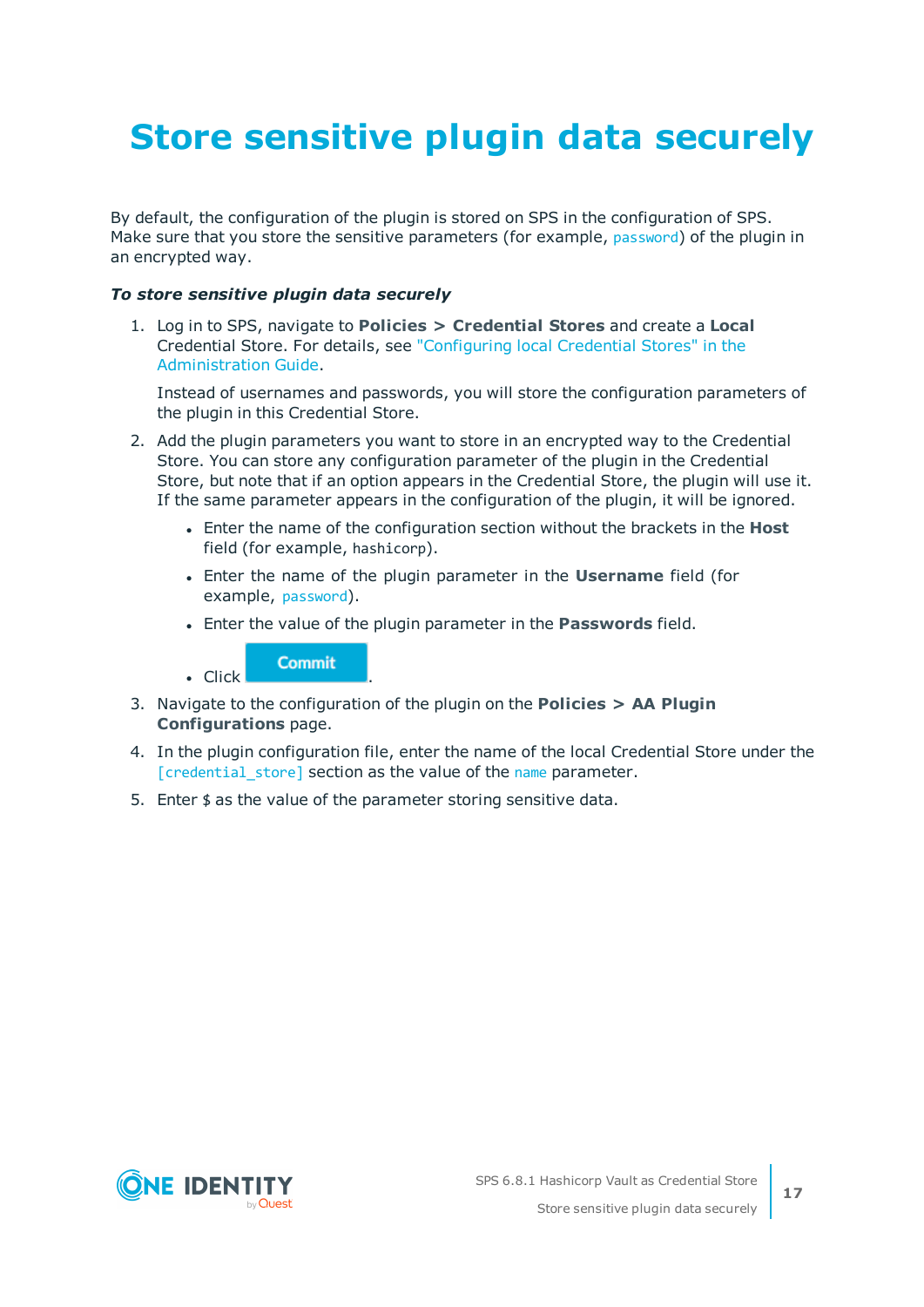# Store sensitive plugin data securely

By default, the configuration of the plugin is stored on SPS in the configuration of SPS. Make sure that you store the sensitive parameters (for example, `password`) of the plugin in an encrypted way.

***To store sensitive plugin data securely***

1. Log in to SPS, navigate to **Policies > Credential Stores** and create a **Local** Credential Store. For details, see "Configuring local Credential Stores" in the Administration Guide.

   Instead of usernames and passwords, you will store the configuration parameters of the plugin in this Credential Store.

2. Add the plugin parameters you want to store in an encrypted way to the Credential Store. You can store any configuration parameter of the plugin in the Credential Store, but note that if an option appears in the Credential Store, the plugin will use it. If the same parameter appears in the configuration of the plugin, it will be ignored.

   - Enter the name of the configuration section without the brackets in the **Host** field (for example, `hashicorp`).
   - Enter the name of the plugin parameter in the **Username** field (for example, `password`).
   - Enter the value of the plugin parameter in the **Passwords** field.
   - Click **Commit**.

3. Navigate to the configuration of the plugin on the **Policies > AA Plugin Configurations** page.

4. In the plugin configuration file, enter the name of the local Credential Store under the `[credential_store]` section as the value of the `name` parameter.

5. Enter `$` as the value of the parameter storing sensitive data.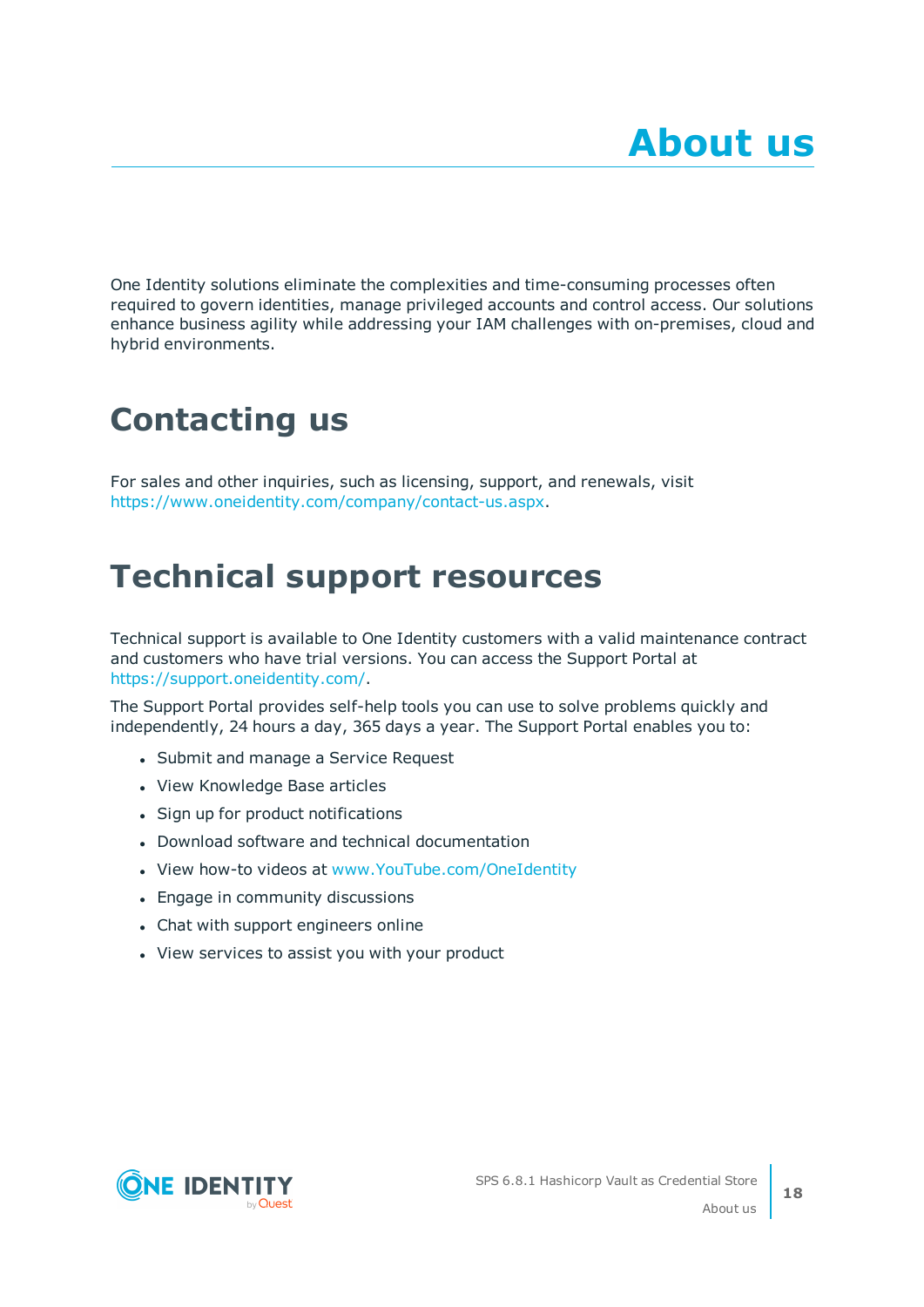# About us

One Identity solutions eliminate the complexities and time-consuming processes often required to govern identities, manage privileged accounts and control access. Our solutions enhance business agility while addressing your IAM challenges with on-premises, cloud and hybrid environments.

# Contacting us

For sales and other inquiries, such as licensing, support, and renewals, visit https://www.oneidentity.com/company/contact-us.aspx.

# Technical support resources

Technical support is available to One Identity customers with a valid maintenance contract and customers who have trial versions. You can access the Support Portal at https://support.oneidentity.com/.

The Support Portal provides self-help tools you can use to solve problems quickly and independently, 24 hours a day, 365 days a year. The Support Portal enables you to:

- Submit and manage a Service Request
- View Knowledge Base articles
- Sign up for product notifications
- Download software and technical documentation
- View how-to videos at www.YouTube.com/OneIdentity
- Engage in community discussions
- Chat with support engineers online
- View services to assist you with your product